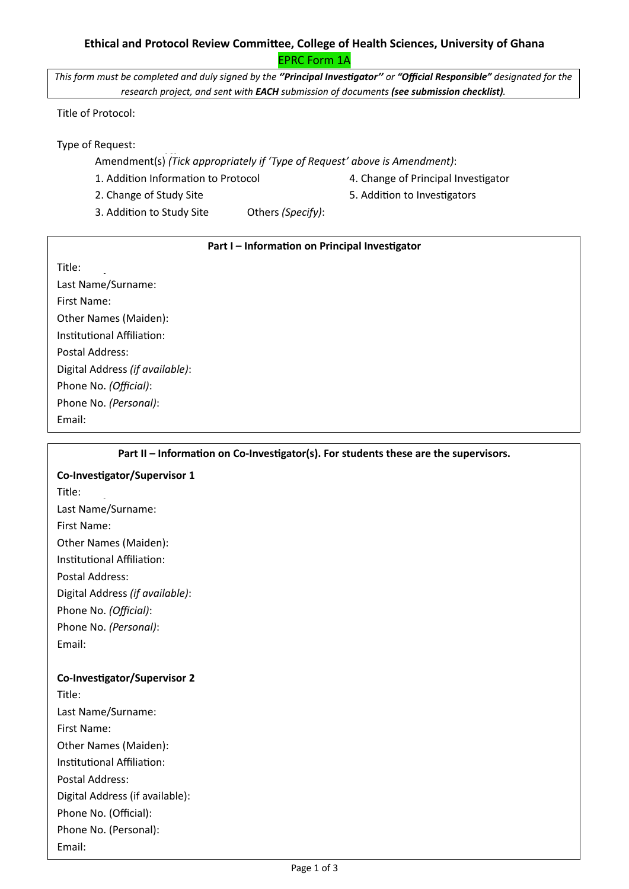**Ethical and Protocol Review Committee, College of Health Sciences, University of Ghana**

EPRC Form 1A

*This form must be completed and duly signed by the* ***"Principal Investigator"*** *or* ***"Official Responsible"*** *designated for the research project, and sent with* ***EACH*** *submission of documents* ***(see submission checklist)****.*

Title of Protocol:

Type of Request:

Amendment(s) *(Tick appropriately if 'Type of Request' above is Amendment)*:

1. Addition Information to Protocol
2. Change of Study Site
3. Addition to Study Site
4. Change of Principal Investigator
5. Addition to Investigators

Others *(Specify)*:

**Part I – Information on Principal Investigator**

Title:
Last Name/Surname:
First Name:
Other Names (Maiden):
Institutional Affiliation:
Postal Address:
Digital Address *(if available)*:
Phone No. *(Official)*:
Phone No. *(Personal)*:
Email:

**Part II – Information on Co-Investigator(s). For students these are the supervisors.**

**Co-Investigator/Supervisor 1**

Title:
Last Name/Surname:
First Name:
Other Names (Maiden):
Institutional Affiliation:
Postal Address:
Digital Address *(if available)*:
Phone No. *(Official)*:
Phone No. *(Personal)*:
Email:

**Co-Investigator/Supervisor 2**

Title:
Last Name/Surname:
First Name:
Other Names (Maiden):
Institutional Affiliation:
Postal Address:
Digital Address (if available):
Phone No. (Official):
Phone No. (Personal):
Email: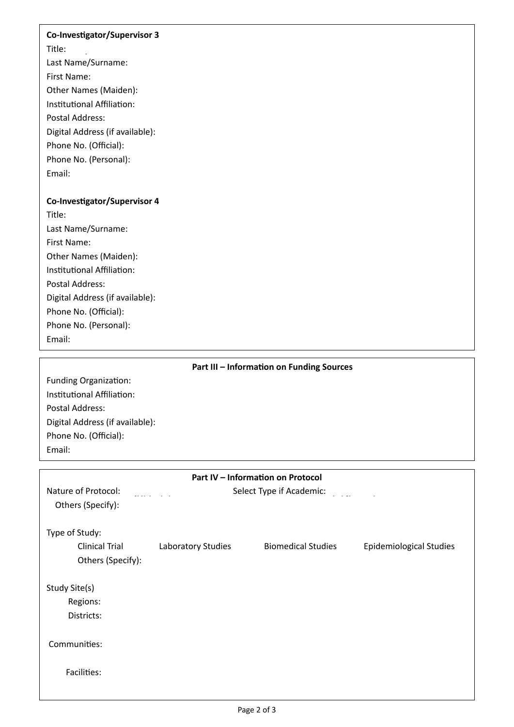**Co-Investigator/Supervisor 3**

Title:

Last Name/Surname:

First Name:

Other Names (Maiden):

Institutional Affiliation:

Postal Address:

Digital Address (if available):

Phone No. (Official):

Phone No. (Personal):

Email:

**Co-Investigator/Supervisor 4**

Title:

Last Name/Surname:

First Name:

Other Names (Maiden):

Institutional Affiliation:

Postal Address:

Digital Address (if available):

Phone No. (Official):

Phone No. (Personal):

Email:

## Part III – Information on Funding Sources

Funding Organization:

Institutional Affiliation:

Postal Address:

Digital Address (if available):

Phone No. (Official):

Email:

## Part IV – Information on Protocol

Nature of Protocol: Select Type if Academic:

Others (Specify):

Type of Study:

Clinical Trial Laboratory Studies Biomedical Studies Epidemiological Studies

Others (Specify):

Study Site(s)

Regions:

Districts:

Communities:

Facilities: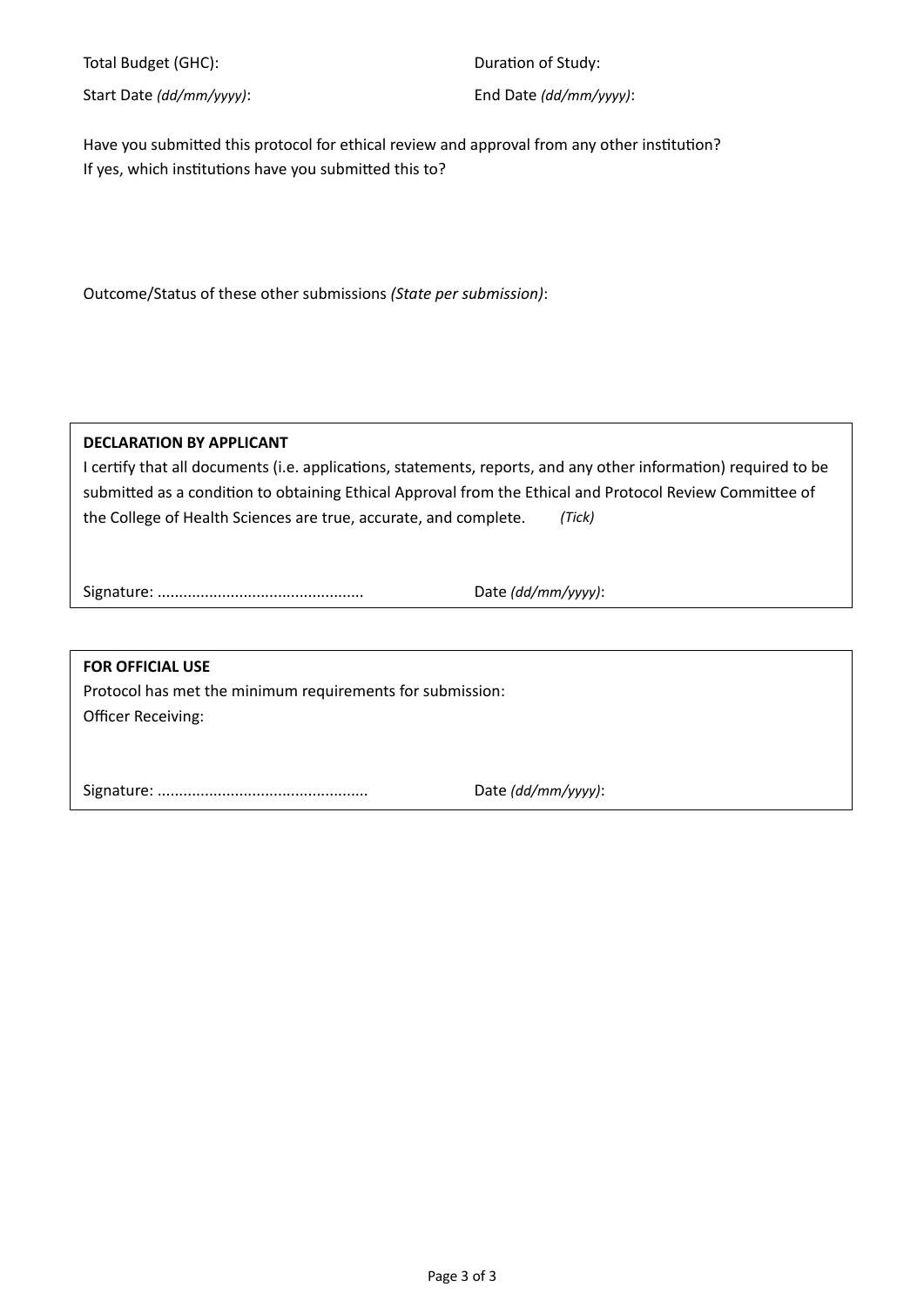Total Budget (GHC):

Duration of Study:

Start Date *(dd/mm/yyyy)*:

End Date *(dd/mm/yyyy)*:

Have you submitted this protocol for ethical review and approval from any other institution?
If yes, which institutions have you submitted this to?

Outcome/Status of these other submissions *(State per submission)*:

**DECLARATION BY APPLICANT**

I certify that all documents (i.e. applications, statements, reports, and any other information) required to be submitted as a condition to obtaining Ethical Approval from the Ethical and Protocol Review Committee of the College of Health Sciences are true, accurate, and complete. *(Tick)*

Signature: ................................................

Date *(dd/mm/yyyy)*:

**FOR OFFICIAL USE**

Protocol has met the minimum requirements for submission:

Officer Receiving:

Signature: ................................................

Date *(dd/mm/yyyy)*: